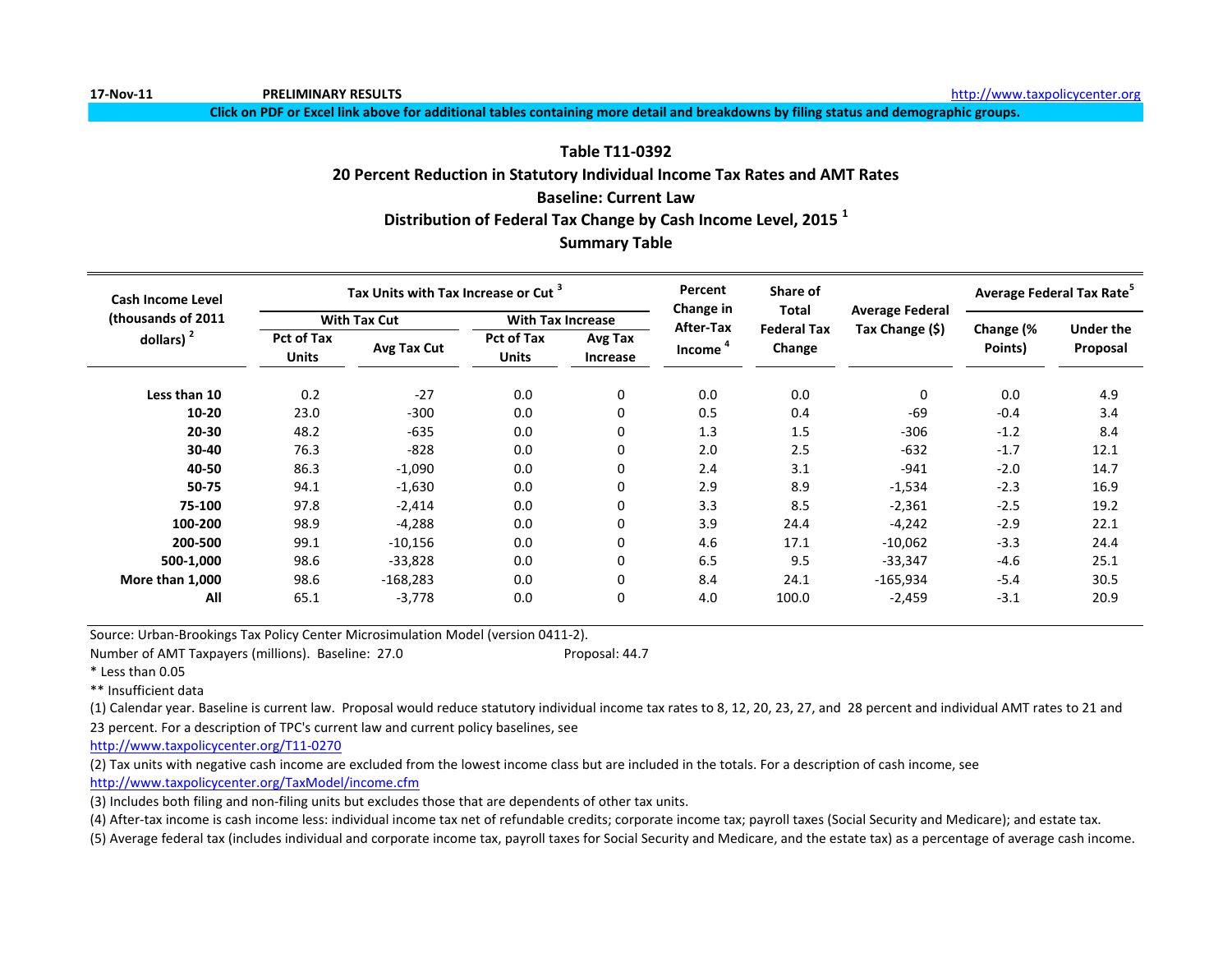17-Nov-11 PRELIMINARY RESULTS http://www.taxpolicycenter.org

Click on PDF or Excel link above for additional tables containing more detail and breakdowns by filing status and demographic groups.

## Table T11-0392
## 20 Percent Reduction in Statutory Individual Income Tax Rates and AMT Rates
## Baseline: Current Law
## Distribution of Federal Tax Change by Cash Income Level, 2015 [1]
## Summary Table

| Cash Income Level (thousands of 2011 dollars) [2] | Tax Units with Tax Increase or Cut [3] | | | | Percent Change in After-Tax Income [4] | Share of Total Federal Tax Change | Average Federal Tax Change ($) | Average Federal Tax Rate[5] | |
|---|---|---|---|---|---|---|---|---|---|
| | With Tax Cut | | With Tax Increase | | | | | | |
| | Pct of Tax Units | Avg Tax Cut | Pct of Tax Units | Avg Tax Increase | | | | Change (% Points) | Under the Proposal |
| **Less than 10** | 0.2 | -27 | 0.0 | 0 | 0.0 | 0.0 | 0 | 0.0 | 4.9 |
| **10-20** | 23.0 | -300 | 0.0 | 0 | 0.5 | 0.4 | -69 | -0.4 | 3.4 |
| **20-30** | 48.2 | -635 | 0.0 | 0 | 1.3 | 1.5 | -306 | -1.2 | 8.4 |
| **30-40** | 76.3 | -828 | 0.0 | 0 | 2.0 | 2.5 | -632 | -1.7 | 12.1 |
| **40-50** | 86.3 | -1,090 | 0.0 | 0 | 2.4 | 3.1 | -941 | -2.0 | 14.7 |
| **50-75** | 94.1 | -1,630 | 0.0 | 0 | 2.9 | 8.9 | -1,534 | -2.3 | 16.9 |
| **75-100** | 97.8 | -2,414 | 0.0 | 0 | 3.3 | 8.5 | -2,361 | -2.5 | 19.2 |
| **100-200** | 98.9 | -4,288 | 0.0 | 0 | 3.9 | 24.4 | -4,242 | -2.9 | 22.1 |
| **200-500** | 99.1 | -10,156 | 0.0 | 0 | 4.6 | 17.1 | -10,062 | -3.3 | 24.4 |
| **500-1,000** | 98.6 | -33,828 | 0.0 | 0 | 6.5 | 9.5 | -33,347 | -4.6 | 25.1 |
| **More than 1,000** | 98.6 | -168,283 | 0.0 | 0 | 8.4 | 24.1 | -165,934 | -5.4 | 30.5 |
| **All** | 65.1 | -3,778 | 0.0 | 0 | 4.0 | 100.0 | -2,459 | -3.1 | 20.9 |

Source: Urban-Brookings Tax Policy Center Microsimulation Model (version 0411-2).

Number of AMT Taxpayers (millions). Baseline: 27.0 Proposal: 44.7

* Less than 0.05

** Insufficient data

(1) Calendar year. Baseline is current law. Proposal would reduce statutory individual income tax rates to 8, 12, 20, 23, 27, and 28 percent and individual AMT rates to 21 and 23 percent. For a description of TPC's current law and current policy baselines, see http://www.taxpolicycenter.org/T11-0270

(2) Tax units with negative cash income are excluded from the lowest income class but are included in the totals. For a description of cash income, see http://www.taxpolicycenter.org/TaxModel/income.cfm

(3) Includes both filing and non-filing units but excludes those that are dependents of other tax units.

(4) After-tax income is cash income less: individual income tax net of refundable credits; corporate income tax; payroll taxes (Social Security and Medicare); and estate tax.

(5) Average federal tax (includes individual and corporate income tax, payroll taxes for Social Security and Medicare, and the estate tax) as a percentage of average cash income.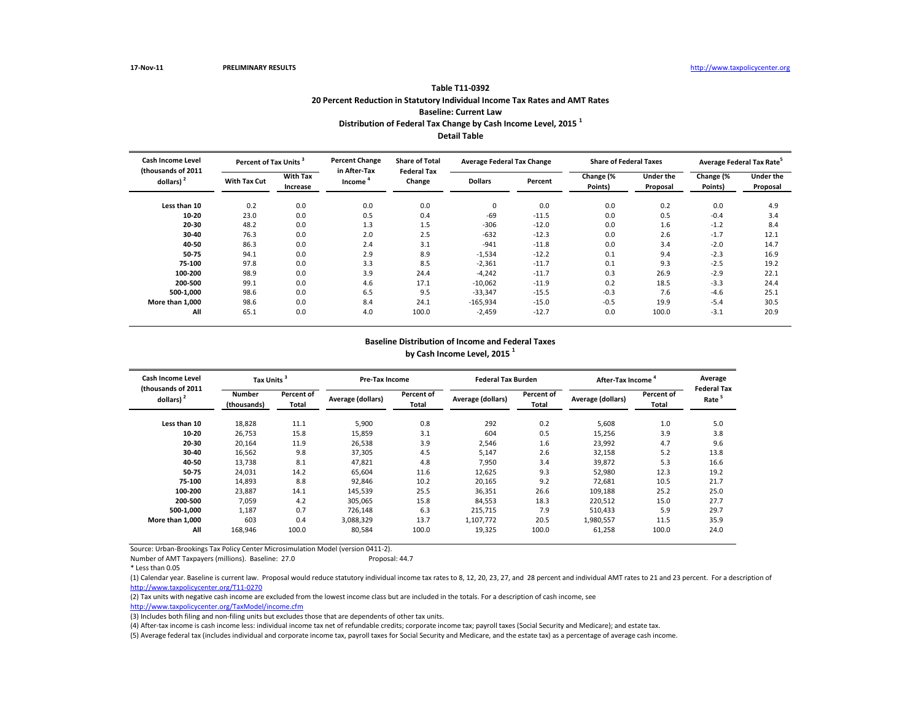17-Nov-11 PRELIMINARY RESULTS http://www.taxpolicycenter.org

# Table T11-0392

## 20 Percent Reduction in Statutory Individual Income Tax Rates and AMT Rates

### Baseline: Current Law

### Distribution of Federal Tax Change by Cash Income Level, 2015 [1]

### Detail Table

| Cash Income Level (thousands of 2011 dollars) [2] | Percent of Tax Units [3] | | Percent Change in After-Tax Income [4] | Share of Total Federal Tax Change | Average Federal Tax Change | | Share of Federal Taxes | | Average Federal Tax Rate[5] | |
|---|---|---|---|---|---|---|---|---|---|---|
| | With Tax Cut | With Tax Increase | | | Dollars | Percent | Change (% Points) | Under the Proposal | Change (% Points) | Under the Proposal |
| Less than 10 | 0.2 | 0.0 | 0.0 | 0.0 | 0 | 0.0 | 0.0 | 0.2 | 0.0 | 4.9 |
| 10-20 | 23.0 | 0.0 | 0.5 | 0.4 | -69 | -11.5 | 0.0 | 0.5 | -0.4 | 3.4 |
| 20-30 | 48.2 | 0.0 | 1.3 | 1.5 | -306 | -12.0 | 0.0 | 1.6 | -1.2 | 8.4 |
| 30-40 | 76.3 | 0.0 | 2.0 | 2.5 | -632 | -12.3 | 0.0 | 2.6 | -1.7 | 12.1 |
| 40-50 | 86.3 | 0.0 | 2.4 | 3.1 | -941 | -11.8 | 0.0 | 3.4 | -2.0 | 14.7 |
| 50-75 | 94.1 | 0.0 | 2.9 | 8.9 | -1,534 | -12.2 | 0.1 | 9.4 | -2.3 | 16.9 |
| 75-100 | 97.8 | 0.0 | 3.3 | 8.5 | -2,361 | -11.7 | 0.1 | 9.3 | -2.5 | 19.2 |
| 100-200 | 98.9 | 0.0 | 3.9 | 24.4 | -4,242 | -11.7 | 0.3 | 26.9 | -2.9 | 22.1 |
| 200-500 | 99.1 | 0.0 | 4.6 | 17.1 | -10,062 | -11.9 | 0.2 | 18.5 | -3.3 | 24.4 |
| 500-1,000 | 98.6 | 0.0 | 6.5 | 9.5 | -33,347 | -15.5 | -0.3 | 7.6 | -4.6 | 25.1 |
| More than 1,000 | 98.6 | 0.0 | 8.4 | 24.1 | -165,934 | -15.0 | -0.5 | 19.9 | -5.4 | 30.5 |
| All | 65.1 | 0.0 | 4.0 | 100.0 | -2,459 | -12.7 | 0.0 | 100.0 | -3.1 | 20.9 |

### Baseline Distribution of Income and Federal Taxes by Cash Income Level, 2015 [1]

| Cash Income Level (thousands of 2011 dollars) [2] | Tax Units [3] | | Pre-Tax Income | | Federal Tax Burden | | After-Tax Income [4] | | Average Federal Tax Rate [5] |
|---|---|---|---|---|---|---|---|---|---|
| | Number (thousands) | Percent of Total | Average (dollars) | Percent of Total | Average (dollars) | Percent of Total | Average (dollars) | Percent of Total | |
| Less than 10 | 18,828 | 11.1 | 5,900 | 0.8 | 292 | 0.2 | 5,608 | 1.0 | 5.0 |
| 10-20 | 26,753 | 15.8 | 15,859 | 3.1 | 604 | 0.5 | 15,256 | 3.9 | 3.8 |
| 20-30 | 20,164 | 11.9 | 26,538 | 3.9 | 2,546 | 1.6 | 23,992 | 4.7 | 9.6 |
| 30-40 | 16,562 | 9.8 | 37,305 | 4.5 | 5,147 | 2.6 | 32,158 | 5.2 | 13.8 |
| 40-50 | 13,738 | 8.1 | 47,821 | 4.8 | 7,950 | 3.4 | 39,872 | 5.3 | 16.6 |
| 50-75 | 24,031 | 14.2 | 65,604 | 11.6 | 12,625 | 9.3 | 52,980 | 12.3 | 19.2 |
| 75-100 | 14,893 | 8.8 | 92,846 | 10.2 | 20,165 | 9.2 | 72,681 | 10.5 | 21.7 |
| 100-200 | 23,887 | 14.1 | 145,539 | 25.5 | 36,351 | 26.6 | 109,188 | 25.2 | 25.0 |
| 200-500 | 7,059 | 4.2 | 305,065 | 15.8 | 84,553 | 18.3 | 220,512 | 15.0 | 27.7 |
| 500-1,000 | 1,187 | 0.7 | 726,148 | 6.3 | 215,715 | 7.9 | 510,433 | 5.9 | 29.7 |
| More than 1,000 | 603 | 0.4 | 3,088,329 | 13.7 | 1,107,772 | 20.5 | 1,980,557 | 11.5 | 35.9 |
| All | 168,946 | 100.0 | 80,584 | 100.0 | 19,325 | 100.0 | 61,258 | 100.0 | 24.0 |

Source: Urban-Brookings Tax Policy Center Microsimulation Model (version 0411-2).

Number of AMT Taxpayers (millions). Baseline: 27.0 Proposal: 44.7

* Less than 0.05

(1) Calendar year. Baseline is current law. Proposal would reduce statutory individual income tax rates to 8, 12, 20, 23, 27, and 28 percent and individual AMT rates to 21 and 23 percent. For a description of http://www.taxpolicycenter.org/T11-0270

(2) Tax units with negative cash income are excluded from the lowest income class but are included in the totals. For a description of cash income, see http://www.taxpolicycenter.org/TaxModel/income.cfm

(3) Includes both filing and non-filing units but excludes those that are dependents of other tax units.

(4) After-tax income is cash income less: individual income tax net of refundable credits; corporate income tax; payroll taxes (Social Security and Medicare); and estate tax.

(5) Average federal tax (includes individual and corporate income tax, payroll taxes for Social Security and Medicare, and the estate tax) as a percentage of average cash income.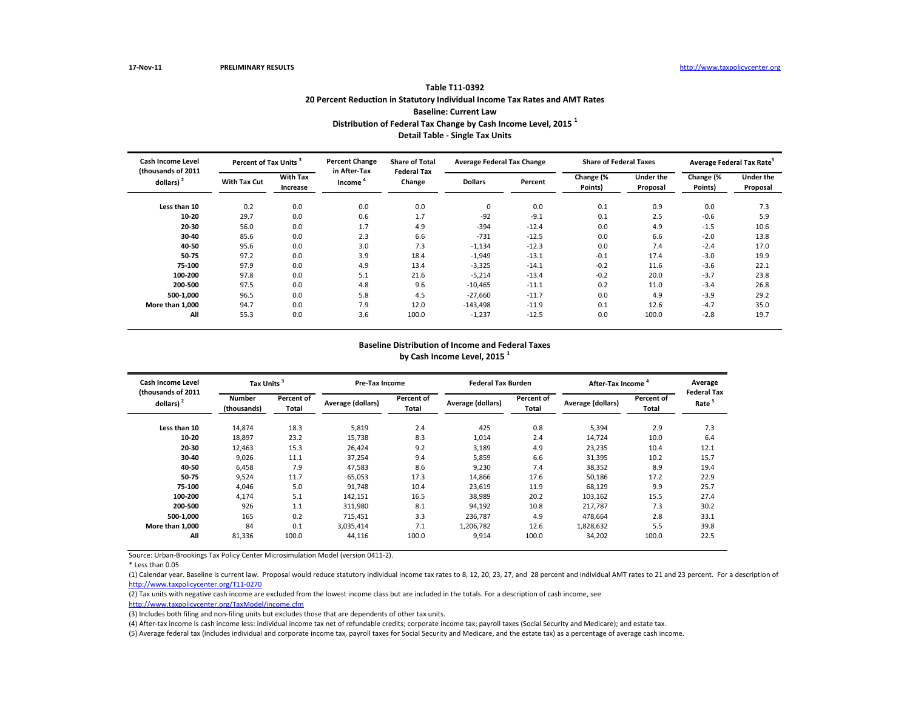17-Nov-11 PRELIMINARY RESULTS http://www.taxpolicycenter.org

## Table T11-0392
## 20 Percent Reduction in Statutory Individual Income Tax Rates and AMT Rates
## Baseline: Current Law
## Distribution of Federal Tax Change by Cash Income Level, 2015 [1]
## Detail Table - Single Tax Units

| Cash Income Level (thousands of 2011 dollars) [2] | Percent of Tax Units [3] | | Percent Change in After-Tax Income [4] | Share of Total Federal Tax Change | Average Federal Tax Change | | Share of Federal Taxes | | Average Federal Tax Rate[5] | |
|---|---|---|---|---|---|---|---|---|---|---|
| | With Tax Cut | With Tax Increase | | | Dollars | Percent | Change (% Points) | Under the Proposal | Change (% Points) | Under the Proposal |
| Less than 10 | 0.2 | 0.0 | 0.0 | 0.0 | 0 | 0.0 | 0.1 | 0.9 | 0.0 | 7.3 |
| 10-20 | 29.7 | 0.0 | 0.6 | 1.7 | -92 | -9.1 | 0.1 | 2.5 | -0.6 | 5.9 |
| 20-30 | 56.0 | 0.0 | 1.7 | 4.9 | -394 | -12.4 | 0.0 | 4.9 | -1.5 | 10.6 |
| 30-40 | 85.6 | 0.0 | 2.3 | 6.6 | -731 | -12.5 | 0.0 | 6.6 | -2.0 | 13.8 |
| 40-50 | 95.6 | 0.0 | 3.0 | 7.3 | -1,134 | -12.3 | 0.0 | 7.4 | -2.4 | 17.0 |
| 50-75 | 97.2 | 0.0 | 3.9 | 18.4 | -1,949 | -13.1 | -0.1 | 17.4 | -3.0 | 19.9 |
| 75-100 | 97.9 | 0.0 | 4.9 | 13.4 | -3,325 | -14.1 | -0.2 | 11.6 | -3.6 | 22.1 |
| 100-200 | 97.8 | 0.0 | 5.1 | 21.6 | -5,214 | -13.4 | -0.2 | 20.0 | -3.7 | 23.8 |
| 200-500 | 97.5 | 0.0 | 4.8 | 9.6 | -10,465 | -11.1 | 0.2 | 11.0 | -3.4 | 26.8 |
| 500-1,000 | 96.5 | 0.0 | 5.8 | 4.5 | -27,660 | -11.7 | 0.0 | 4.9 | -3.9 | 29.2 |
| More than 1,000 | 94.7 | 0.0 | 7.9 | 12.0 | -143,498 | -11.9 | 0.1 | 12.6 | -4.7 | 35.0 |
| All | 55.3 | 0.0 | 3.6 | 100.0 | -1,237 | -12.5 | 0.0 | 100.0 | -2.8 | 19.7 |

## Baseline Distribution of Income and Federal Taxes
## by Cash Income Level, 2015 [1]

| Cash Income Level (thousands of 2011 dollars) [2] | Tax Units [3] | | Pre-Tax Income | | Federal Tax Burden | | After-Tax Income [4] | | Average Federal Tax Rate [5] |
|---|---|---|---|---|---|---|---|---|---|
| | Number (thousands) | Percent of Total | Average (dollars) | Percent of Total | Average (dollars) | Percent of Total | Average (dollars) | Percent of Total | |
| Less than 10 | 14,874 | 18.3 | 5,819 | 2.4 | 425 | 0.8 | 5,394 | 2.9 | 7.3 |
| 10-20 | 18,897 | 23.2 | 15,738 | 8.3 | 1,014 | 2.4 | 14,724 | 10.0 | 6.4 |
| 20-30 | 12,463 | 15.3 | 26,424 | 9.2 | 3,189 | 4.9 | 23,235 | 10.4 | 12.1 |
| 30-40 | 9,026 | 11.1 | 37,254 | 9.4 | 5,859 | 6.6 | 31,395 | 10.2 | 15.7 |
| 40-50 | 6,458 | 7.9 | 47,583 | 8.6 | 9,230 | 7.4 | 38,352 | 8.9 | 19.4 |
| 50-75 | 9,524 | 11.7 | 65,053 | 17.3 | 14,866 | 17.6 | 50,186 | 17.2 | 22.9 |
| 75-100 | 4,046 | 5.0 | 91,748 | 10.4 | 23,619 | 11.9 | 68,129 | 9.9 | 25.7 |
| 100-200 | 4,174 | 5.1 | 142,151 | 16.5 | 38,989 | 20.2 | 103,162 | 15.5 | 27.4 |
| 200-500 | 926 | 1.1 | 311,980 | 8.1 | 94,192 | 10.8 | 217,787 | 7.3 | 30.2 |
| 500-1,000 | 165 | 0.2 | 715,451 | 3.3 | 236,787 | 4.9 | 478,664 | 2.8 | 33.1 |
| More than 1,000 | 84 | 0.1 | 3,035,414 | 7.1 | 1,206,782 | 12.6 | 1,828,632 | 5.5 | 39.8 |
| All | 81,336 | 100.0 | 44,116 | 100.0 | 9,914 | 100.0 | 34,202 | 100.0 | 22.5 |

Source: Urban-Brookings Tax Policy Center Microsimulation Model (version 0411-2).

* Less than 0.05

(1) Calendar year. Baseline is current law. Proposal would reduce statutory individual income tax rates to 8, 12, 20, 23, 27, and 28 percent and individual AMT rates to 21 and 23 percent. For a description of http://www.taxpolicycenter.org/T11-0270

(2) Tax units with negative cash income are excluded from the lowest income class but are included in the totals. For a description of cash income, see http://www.taxpolicycenter.org/TaxModel/income.cfm

(3) Includes both filing and non-filing units but excludes those that are dependents of other tax units.

(4) After-tax income is cash income less: individual income tax net of refundable credits; corporate income tax; payroll taxes (Social Security and Medicare); and estate tax.

(5) Average federal tax (includes individual and corporate income tax, payroll taxes for Social Security and Medicare, and the estate tax) as a percentage of average cash income.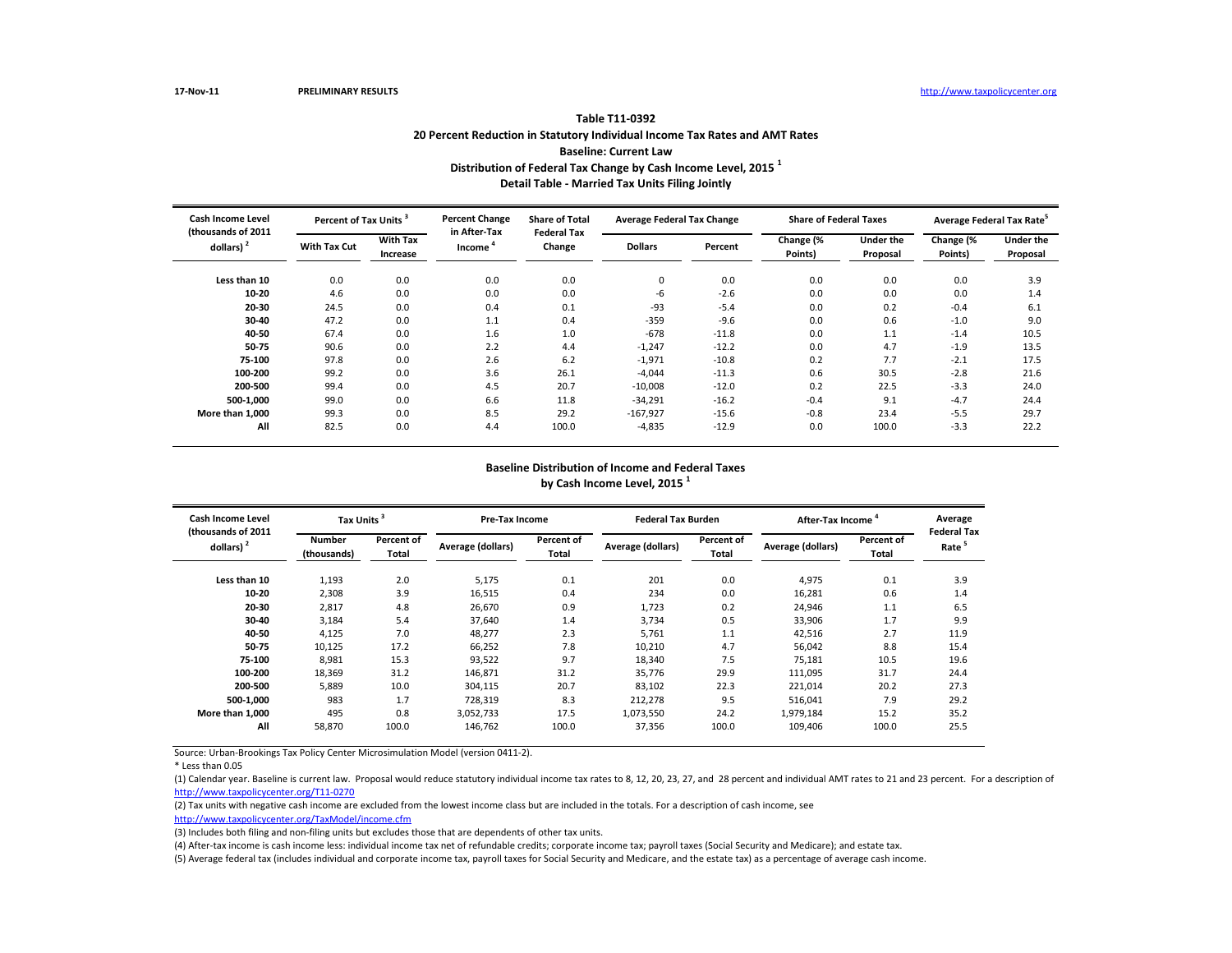17-Nov-11 PRELIMINARY RESULTS http://www.taxpolicycenter.org

### Table T11-0392
### 20 Percent Reduction in Statutory Individual Income Tax Rates and AMT Rates
### Baseline: Current Law
### Distribution of Federal Tax Change by Cash Income Level, 2015 [1]
### Detail Table - Married Tax Units Filing Jointly

| Cash Income Level (thousands of 2011 dollars) [2] | Percent of Tax Units [3] | | Percent Change in After-Tax Income [4] | Share of Total Federal Tax Change | Average Federal Tax Change | | Share of Federal Taxes | | Average Federal Tax Rate[5] | |
|---|---|---|---|---|---|---|---|---|---|---|
| | With Tax Cut | With Tax Increase | | | Dollars | Percent | Change (% Points) | Under the Proposal | Change (% Points) | Under the Proposal |
| Less than 10 | 0.0 | 0.0 | 0.0 | 0.0 | 0 | 0.0 | 0.0 | 0.0 | 0.0 | 3.9 |
| 10-20 | 4.6 | 0.0 | 0.0 | 0.0 | -6 | -2.6 | 0.0 | 0.0 | 0.0 | 1.4 |
| 20-30 | 24.5 | 0.0 | 0.4 | 0.1 | -93 | -5.4 | 0.0 | 0.2 | -0.4 | 6.1 |
| 30-40 | 47.2 | 0.0 | 1.1 | 0.4 | -359 | -9.6 | 0.0 | 0.6 | -1.0 | 9.0 |
| 40-50 | 67.4 | 0.0 | 1.6 | 1.0 | -678 | -11.8 | 0.0 | 1.1 | -1.4 | 10.5 |
| 50-75 | 90.6 | 0.0 | 2.2 | 4.4 | -1,247 | -12.2 | 0.0 | 4.7 | -1.9 | 13.5 |
| 75-100 | 97.8 | 0.0 | 2.6 | 6.2 | -1,971 | -10.8 | 0.2 | 7.7 | -2.1 | 17.5 |
| 100-200 | 99.2 | 0.0 | 3.6 | 26.1 | -4,044 | -11.3 | 0.6 | 30.5 | -2.8 | 21.6 |
| 200-500 | 99.4 | 0.0 | 4.5 | 20.7 | -10,008 | -12.0 | 0.2 | 22.5 | -3.3 | 24.0 |
| 500-1,000 | 99.0 | 0.0 | 6.6 | 11.8 | -34,291 | -16.2 | -0.4 | 9.1 | -4.7 | 24.4 |
| More than 1,000 | 99.3 | 0.0 | 8.5 | 29.2 | -167,927 | -15.6 | -0.8 | 23.4 | -5.5 | 29.7 |
| All | 82.5 | 0.0 | 4.4 | 100.0 | -4,835 | -12.9 | 0.0 | 100.0 | -3.3 | 22.2 |

### Baseline Distribution of Income and Federal Taxes by Cash Income Level, 2015 [1]

| Cash Income Level (thousands of 2011 dollars) [2] | Tax Units [3] | | Pre-Tax Income | | Federal Tax Burden | | After-Tax Income [4] | | Average Federal Tax Rate [5] |
|---|---|---|---|---|---|---|---|---|---|
| | Number (thousands) | Percent of Total | Average (dollars) | Percent of Total | Average (dollars) | Percent of Total | Average (dollars) | Percent of Total | |
| Less than 10 | 1,193 | 2.0 | 5,175 | 0.1 | 201 | 0.0 | 4,975 | 0.1 | 3.9 |
| 10-20 | 2,308 | 3.9 | 16,515 | 0.4 | 234 | 0.0 | 16,281 | 0.6 | 1.4 |
| 20-30 | 2,817 | 4.8 | 26,670 | 0.9 | 1,723 | 0.2 | 24,946 | 1.1 | 6.5 |
| 30-40 | 3,184 | 5.4 | 37,640 | 1.4 | 3,734 | 0.5 | 33,906 | 1.7 | 9.9 |
| 40-50 | 4,125 | 7.0 | 48,277 | 2.3 | 5,761 | 1.1 | 42,516 | 2.7 | 11.9 |
| 50-75 | 10,125 | 17.2 | 66,252 | 7.8 | 10,210 | 4.7 | 56,042 | 8.8 | 15.4 |
| 75-100 | 8,981 | 15.3 | 93,522 | 9.7 | 18,340 | 7.5 | 75,181 | 10.5 | 19.6 |
| 100-200 | 18,369 | 31.2 | 146,871 | 31.2 | 35,776 | 29.9 | 111,095 | 31.7 | 24.4 |
| 200-500 | 5,889 | 10.0 | 304,115 | 20.7 | 83,102 | 22.3 | 221,014 | 20.2 | 27.3 |
| 500-1,000 | 983 | 1.7 | 728,319 | 8.3 | 212,278 | 9.5 | 516,041 | 7.9 | 29.2 |
| More than 1,000 | 495 | 0.8 | 3,052,733 | 17.5 | 1,073,550 | 24.2 | 1,979,184 | 15.2 | 35.2 |
| All | 58,870 | 100.0 | 146,762 | 100.0 | 37,356 | 100.0 | 109,406 | 100.0 | 25.5 |

Source: Urban-Brookings Tax Policy Center Microsimulation Model (version 0411-2).

* Less than 0.05

(1) Calendar year. Baseline is current law. Proposal would reduce statutory individual income tax rates to 8, 12, 20, 23, 27, and 28 percent and individual AMT rates to 21 and 23 percent. For a description of http://www.taxpolicycenter.org/T11-0270

(2) Tax units with negative cash income are excluded from the lowest income class but are included in the totals. For a description of cash income, see http://www.taxpolicycenter.org/TaxModel/income.cfm

(3) Includes both filing and non-filing units but excludes those that are dependents of other tax units.

(4) After-tax income is cash income less: individual income tax net of refundable credits; corporate income tax; payroll taxes (Social Security and Medicare); and estate tax.

(5) Average federal tax (includes individual and corporate income tax, payroll taxes for Social Security and Medicare, and the estate tax) as a percentage of average cash income.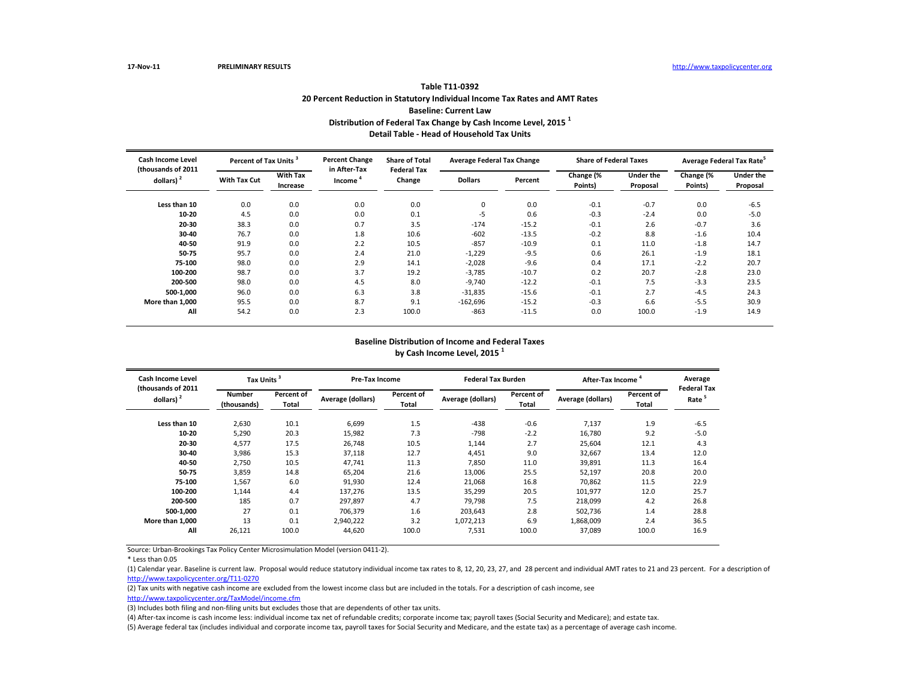17-Nov-11 PRELIMINARY RESULTS http://www.taxpolicycenter.org

### Table T11-0392
### 20 Percent Reduction in Statutory Individual Income Tax Rates and AMT Rates
### Baseline: Current Law
### Distribution of Federal Tax Change by Cash Income Level, 2015 [1]
### Detail Table - Head of Household Tax Units

| Cash Income Level (thousands of 2011 dollars) [2] | Percent of Tax Units [3] | | Percent Change in After-Tax Income [4] | Share of Total Federal Tax Change | Average Federal Tax Change | | Share of Federal Taxes | | Average Federal Tax Rate[5] | |
|---|---|---|---|---|---|---|---|---|---|---|
| | With Tax Cut | With Tax Increase | | | Dollars | Percent | Change (% Points) | Under the Proposal | Change (% Points) | Under the Proposal |
| Less than 10 | 0.0 | 0.0 | 0.0 | 0.0 | 0 | 0.0 | -0.1 | -0.7 | 0.0 | -6.5 |
| 10-20 | 4.5 | 0.0 | 0.0 | 0.1 | -5 | 0.6 | -0.3 | -2.4 | 0.0 | -5.0 |
| 20-30 | 38.3 | 0.0 | 0.7 | 3.5 | -174 | -15.2 | -0.1 | 2.6 | -0.7 | 3.6 |
| 30-40 | 76.7 | 0.0 | 1.8 | 10.6 | -602 | -13.5 | -0.2 | 8.8 | -1.6 | 10.4 |
| 40-50 | 91.9 | 0.0 | 2.2 | 10.5 | -857 | -10.9 | 0.1 | 11.0 | -1.8 | 14.7 |
| 50-75 | 95.7 | 0.0 | 2.4 | 21.0 | -1,229 | -9.5 | 0.6 | 26.1 | -1.9 | 18.1 |
| 75-100 | 98.0 | 0.0 | 2.9 | 14.1 | -2,028 | -9.6 | 0.4 | 17.1 | -2.2 | 20.7 |
| 100-200 | 98.7 | 0.0 | 3.7 | 19.2 | -3,785 | -10.7 | 0.2 | 20.7 | -2.8 | 23.0 |
| 200-500 | 98.0 | 0.0 | 4.5 | 8.0 | -9,740 | -12.2 | -0.1 | 7.5 | -3.3 | 23.5 |
| 500-1,000 | 96.0 | 0.0 | 6.3 | 3.8 | -31,835 | -15.6 | -0.1 | 2.7 | -4.5 | 24.3 |
| More than 1,000 | 95.5 | 0.0 | 8.7 | 9.1 | -162,696 | -15.2 | -0.3 | 6.6 | -5.5 | 30.9 |
| All | 54.2 | 0.0 | 2.3 | 100.0 | -863 | -11.5 | 0.0 | 100.0 | -1.9 | 14.9 |

### Baseline Distribution of Income and Federal Taxes by Cash Income Level, 2015 [1]

| Cash Income Level (thousands of 2011 dollars) [2] | Tax Units [3] | | Pre-Tax Income | | Federal Tax Burden | | After-Tax Income [4] | | Average Federal Tax Rate [5] |
|---|---|---|---|---|---|---|---|---|---|
| | Number (thousands) | Percent of Total | Average (dollars) | Percent of Total | Average (dollars) | Percent of Total | Average (dollars) | Percent of Total | |
| Less than 10 | 2,630 | 10.1 | 6,699 | 1.5 | -438 | -0.6 | 7,137 | 1.9 | -6.5 |
| 10-20 | 5,290 | 20.3 | 15,982 | 7.3 | -798 | -2.2 | 16,780 | 9.2 | -5.0 |
| 20-30 | 4,577 | 17.5 | 26,748 | 10.5 | 1,144 | 2.7 | 25,604 | 12.1 | 4.3 |
| 30-40 | 3,986 | 15.3 | 37,118 | 12.7 | 4,451 | 9.0 | 32,667 | 13.4 | 12.0 |
| 40-50 | 2,750 | 10.5 | 47,741 | 11.3 | 7,850 | 11.0 | 39,891 | 11.3 | 16.4 |
| 50-75 | 3,859 | 14.8 | 65,204 | 21.6 | 13,006 | 25.5 | 52,197 | 20.8 | 20.0 |
| 75-100 | 1,567 | 6.0 | 91,930 | 12.4 | 21,068 | 16.8 | 70,862 | 11.5 | 22.9 |
| 100-200 | 1,144 | 4.4 | 137,276 | 13.5 | 35,299 | 20.5 | 101,977 | 12.0 | 25.7 |
| 200-500 | 185 | 0.7 | 297,897 | 4.7 | 79,798 | 7.5 | 218,099 | 4.2 | 26.8 |
| 500-1,000 | 27 | 0.1 | 706,379 | 1.6 | 203,643 | 2.8 | 502,736 | 1.4 | 28.8 |
| More than 1,000 | 13 | 0.1 | 2,940,222 | 3.2 | 1,072,213 | 6.9 | 1,868,009 | 2.4 | 36.5 |
| All | 26,121 | 100.0 | 44,620 | 100.0 | 7,531 | 100.0 | 37,089 | 100.0 | 16.9 |

Source: Urban-Brookings Tax Policy Center Microsimulation Model (version 0411-2).

* Less than 0.05

(1) Calendar year. Baseline is current law. Proposal would reduce statutory individual income tax rates to 8, 12, 20, 23, 27, and 28 percent and individual AMT rates to 21 and 23 percent. For a description of http://www.taxpolicycenter.org/T11-0270

(2) Tax units with negative cash income are excluded from the lowest income class but are included in the totals. For a description of cash income, see http://www.taxpolicycenter.org/TaxModel/income.cfm

(3) Includes both filing and non-filing units but excludes those that are dependents of other tax units.

(4) After-tax income is cash income less: individual income tax net of refundable credits; corporate income tax; payroll taxes (Social Security and Medicare); and estate tax.

(5) Average federal tax (includes individual and corporate income tax, payroll taxes for Social Security and Medicare, and the estate tax) as a percentage of average cash income.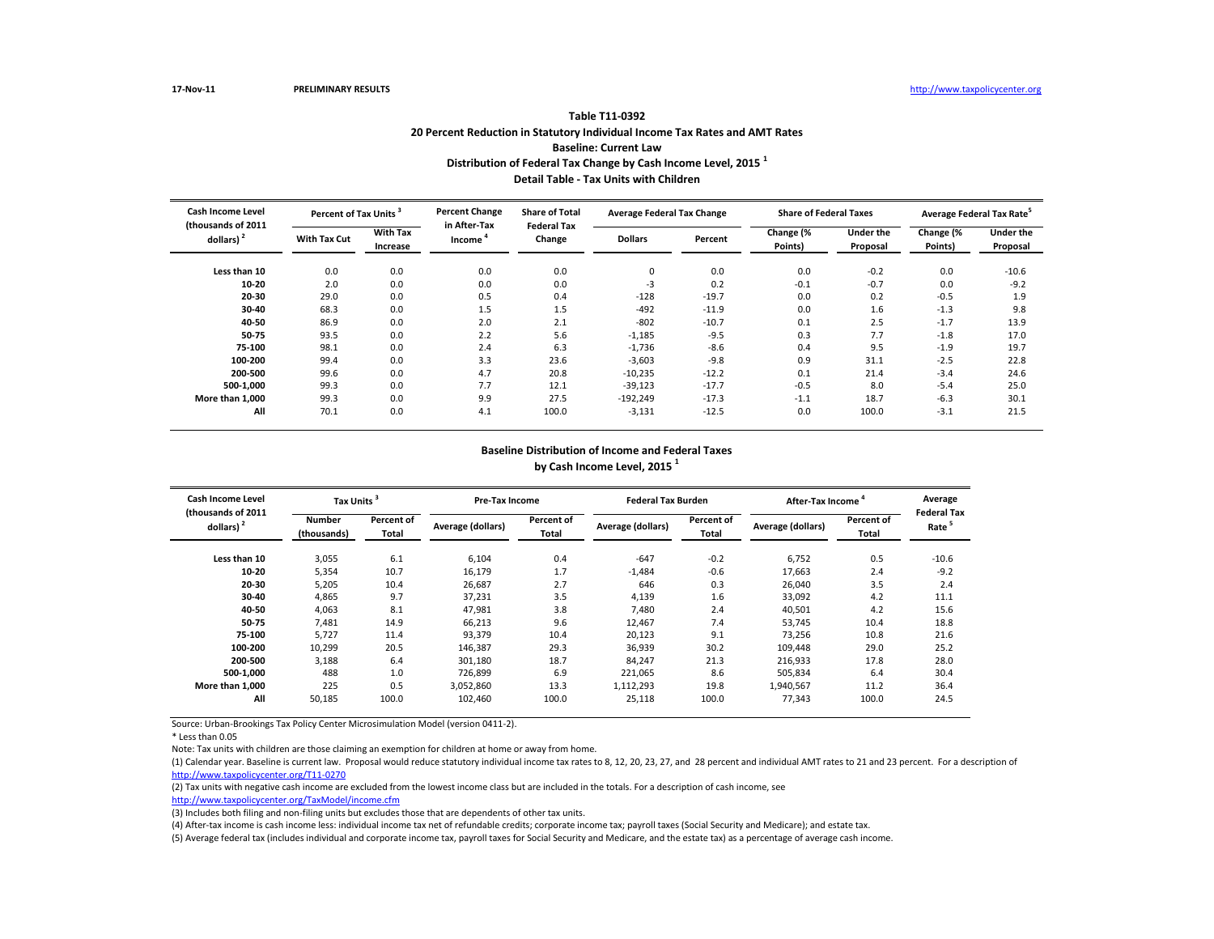17-Nov-11 PRELIMINARY RESULTS http://www.taxpolicycenter.org

## Table T11-0392
### 20 Percent Reduction in Statutory Individual Income Tax Rates and AMT Rates
### Baseline: Current Law
### Distribution of Federal Tax Change by Cash Income Level, 2015 [1]
### Detail Table - Tax Units with Children

| Cash Income Level (thousands of 2011 dollars) [2] | Percent of Tax Units [3] | | Percent Change in After-Tax Income [4] | Share of Total Federal Tax Change | Average Federal Tax Change | | Share of Federal Taxes | | Average Federal Tax Rate [5] | |
|---|---|---|---|---|---|---|---|---|---|---|
| | With Tax Cut | With Tax Increase | | | Dollars | Percent | Change (% Points) | Under the Proposal | Change (% Points) | Under the Proposal |
| Less than 10 | 0.0 | 0.0 | 0.0 | 0.0 | 0 | 0.0 | 0.0 | -0.2 | 0.0 | -10.6 |
| 10-20 | 2.0 | 0.0 | 0.0 | 0.0 | -3 | 0.2 | -0.1 | -0.7 | 0.0 | -9.2 |
| 20-30 | 29.0 | 0.0 | 0.5 | 0.4 | -128 | -19.7 | 0.0 | 0.2 | -0.5 | 1.9 |
| 30-40 | 68.3 | 0.0 | 1.5 | 1.5 | -492 | -11.9 | 0.0 | 1.6 | -1.3 | 9.8 |
| 40-50 | 86.9 | 0.0 | 2.0 | 2.1 | -802 | -10.7 | 0.1 | 2.5 | -1.7 | 13.9 |
| 50-75 | 93.5 | 0.0 | 2.2 | 5.6 | -1,185 | -9.5 | 0.3 | 7.7 | -1.8 | 17.0 |
| 75-100 | 98.1 | 0.0 | 2.4 | 6.3 | -1,736 | -8.6 | 0.4 | 9.5 | -1.9 | 19.7 |
| 100-200 | 99.4 | 0.0 | 3.3 | 23.6 | -3,603 | -9.8 | 0.9 | 31.1 | -2.5 | 22.8 |
| 200-500 | 99.6 | 0.0 | 4.7 | 20.8 | -10,235 | -12.2 | 0.1 | 21.4 | -3.4 | 24.6 |
| 500-1,000 | 99.3 | 0.0 | 7.7 | 12.1 | -39,123 | -17.7 | -0.5 | 8.0 | -5.4 | 25.0 |
| More than 1,000 | 99.3 | 0.0 | 9.9 | 27.5 | -192,249 | -17.3 | -1.1 | 18.7 | -6.3 | 30.1 |
| All | 70.1 | 0.0 | 4.1 | 100.0 | -3,131 | -12.5 | 0.0 | 100.0 | -3.1 | 21.5 |

### Baseline Distribution of Income and Federal Taxes by Cash Income Level, 2015 [1]

| Cash Income Level (thousands of 2011 dollars) [2] | Tax Units [3] | | Pre-Tax Income | | Federal Tax Burden | | After-Tax Income [4] | | Average Federal Tax Rate [5] |
|---|---|---|---|---|---|---|---|---|---|
| | Number (thousands) | Percent of Total | Average (dollars) | Percent of Total | Average (dollars) | Percent of Total | Average (dollars) | Percent of Total | |
| Less than 10 | 3,055 | 6.1 | 6,104 | 0.4 | -647 | -0.2 | 6,752 | 0.5 | -10.6 |
| 10-20 | 5,354 | 10.7 | 16,179 | 1.7 | -1,484 | -0.6 | 17,663 | 2.4 | -9.2 |
| 20-30 | 5,205 | 10.4 | 26,687 | 2.7 | 646 | 0.3 | 26,040 | 3.5 | 2.4 |
| 30-40 | 4,865 | 9.7 | 37,231 | 3.5 | 4,139 | 1.6 | 33,092 | 4.2 | 11.1 |
| 40-50 | 4,063 | 8.1 | 47,981 | 3.8 | 7,480 | 2.4 | 40,501 | 4.2 | 15.6 |
| 50-75 | 7,481 | 14.9 | 66,213 | 9.6 | 12,467 | 7.4 | 53,745 | 10.4 | 18.8 |
| 75-100 | 5,727 | 11.4 | 93,379 | 10.4 | 20,123 | 9.1 | 73,256 | 10.8 | 21.6 |
| 100-200 | 10,299 | 20.5 | 146,387 | 29.3 | 36,939 | 30.2 | 109,448 | 29.0 | 25.2 |
| 200-500 | 3,188 | 6.4 | 301,180 | 18.7 | 84,247 | 21.3 | 216,933 | 17.8 | 28.0 |
| 500-1,000 | 488 | 1.0 | 726,899 | 6.9 | 221,065 | 8.6 | 505,834 | 6.4 | 30.4 |
| More than 1,000 | 225 | 0.5 | 3,052,860 | 13.3 | 1,112,293 | 19.8 | 1,940,567 | 11.2 | 36.4 |
| All | 50,185 | 100.0 | 102,460 | 100.0 | 25,118 | 100.0 | 77,343 | 100.0 | 24.5 |

Source: Urban-Brookings Tax Policy Center Microsimulation Model (version 0411-2).

* Less than 0.05

Note: Tax units with children are those claiming an exemption for children at home or away from home.

(1) Calendar year. Baseline is current law. Proposal would reduce statutory individual income tax rates to 8, 12, 20, 23, 27, and 28 percent and individual AMT rates to 21 and 23 percent. For a description of http://www.taxpolicycenter.org/T11-0270

(2) Tax units with negative cash income are excluded from the lowest income class but are included in the totals. For a description of cash income, see http://www.taxpolicycenter.org/TaxModel/income.cfm

(3) Includes both filing and non-filing units but excludes those that are dependents of other tax units.

(4) After-tax income is cash income less: individual income tax net of refundable credits; corporate income tax; payroll taxes (Social Security and Medicare); and estate tax.

(5) Average federal tax (includes individual and corporate income tax, payroll taxes for Social Security and Medicare, and the estate tax) as a percentage of average cash income.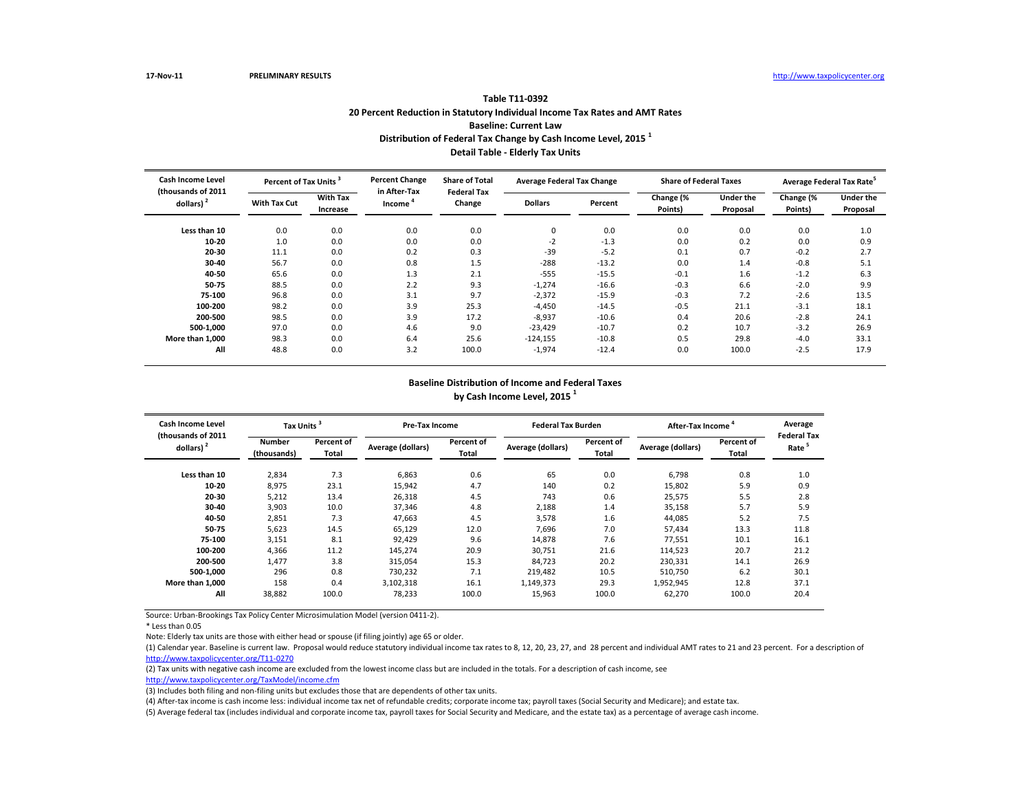17-Nov-11 **PRELIMINARY RESULTS** http://www.taxpolicycenter.org

## Table T11-0392
## 20 Percent Reduction in Statutory Individual Income Tax Rates and AMT Rates
## Baseline: Current Law
## Distribution of Federal Tax Change by Cash Income Level, 2015 [1]
## Detail Table - Elderly Tax Units

| Cash Income Level (thousands of 2011 dollars) [2] | Percent of Tax Units [3] | | Percent Change in After-Tax Income [4] | Share of Total Federal Tax Change | Average Federal Tax Change | | Share of Federal Taxes | | Average Federal Tax Rate[5] | |
|---|---|---|---|---|---|---|---|---|---|---|
| | With Tax Cut | With Tax Increase | | | Dollars | Percent | Change (% Points) | Under the Proposal | Change (% Points) | Under the Proposal |
| Less than 10 | 0.0 | 0.0 | 0.0 | 0.0 | 0 | 0.0 | 0.0 | 0.0 | 0.0 | 1.0 |
| 10-20 | 1.0 | 0.0 | 0.0 | 0.0 | -2 | -1.3 | 0.0 | 0.2 | 0.0 | 0.9 |
| 20-30 | 11.1 | 0.0 | 0.2 | 0.3 | -39 | -5.2 | 0.1 | 0.7 | -0.2 | 2.7 |
| 30-40 | 56.7 | 0.0 | 0.8 | 1.5 | -288 | -13.2 | 0.0 | 1.4 | -0.8 | 5.1 |
| 40-50 | 65.6 | 0.0 | 1.3 | 2.1 | -555 | -15.5 | -0.1 | 1.6 | -1.2 | 6.3 |
| 50-75 | 88.5 | 0.0 | 2.2 | 9.3 | -1,274 | -16.6 | -0.3 | 6.6 | -2.0 | 9.9 |
| 75-100 | 96.8 | 0.0 | 3.1 | 9.7 | -2,372 | -15.9 | -0.3 | 7.2 | -2.6 | 13.5 |
| 100-200 | 98.2 | 0.0 | 3.9 | 25.3 | -4,450 | -14.5 | -0.5 | 21.1 | -3.1 | 18.1 |
| 200-500 | 98.5 | 0.0 | 3.9 | 17.2 | -8,937 | -10.6 | 0.4 | 20.6 | -2.8 | 24.1 |
| 500-1,000 | 97.0 | 0.0 | 4.6 | 9.0 | -23,429 | -10.7 | 0.2 | 10.7 | -3.2 | 26.9 |
| More than 1,000 | 98.3 | 0.0 | 6.4 | 25.6 | -124,155 | -10.8 | 0.5 | 29.8 | -4.0 | 33.1 |
| All | 48.8 | 0.0 | 3.2 | 100.0 | -1,974 | -12.4 | 0.0 | 100.0 | -2.5 | 17.9 |

## Baseline Distribution of Income and Federal Taxes by Cash Income Level, 2015 [1]

| Cash Income Level (thousands of 2011 dollars) [2] | Tax Units [3] | | Pre-Tax Income | | Federal Tax Burden | | After-Tax Income [4] | | Average Federal Tax Rate [5] |
|---|---|---|---|---|---|---|---|---|---|
| | Number (thousands) | Percent of Total | Average (dollars) | Percent of Total | Average (dollars) | Percent of Total | Average (dollars) | Percent of Total | |
| Less than 10 | 2,834 | 7.3 | 6,863 | 0.6 | 65 | 0.0 | 6,798 | 0.8 | 1.0 |
| 10-20 | 8,975 | 23.1 | 15,942 | 4.7 | 140 | 0.2 | 15,802 | 5.9 | 0.9 |
| 20-30 | 5,212 | 13.4 | 26,318 | 4.5 | 743 | 0.6 | 25,575 | 5.5 | 2.8 |
| 30-40 | 3,903 | 10.0 | 37,346 | 4.8 | 2,188 | 1.4 | 35,158 | 5.7 | 5.9 |
| 40-50 | 2,851 | 7.3 | 47,663 | 4.5 | 3,578 | 1.6 | 44,085 | 5.2 | 7.5 |
| 50-75 | 5,623 | 14.5 | 65,129 | 12.0 | 7,696 | 7.0 | 57,434 | 13.3 | 11.8 |
| 75-100 | 3,151 | 8.1 | 92,429 | 9.6 | 14,878 | 7.6 | 77,551 | 10.1 | 16.1 |
| 100-200 | 4,366 | 11.2 | 145,274 | 20.9 | 30,751 | 21.6 | 114,523 | 20.7 | 21.2 |
| 200-500 | 1,477 | 3.8 | 315,054 | 15.3 | 84,723 | 20.2 | 230,331 | 14.1 | 26.9 |
| 500-1,000 | 296 | 0.8 | 730,232 | 7.1 | 219,482 | 10.5 | 510,750 | 6.2 | 30.1 |
| More than 1,000 | 158 | 0.4 | 3,102,318 | 16.1 | 1,149,373 | 29.3 | 1,952,945 | 12.8 | 37.1 |
| All | 38,882 | 100.0 | 78,233 | 100.0 | 15,963 | 100.0 | 62,270 | 100.0 | 20.4 |

Source: Urban-Brookings Tax Policy Center Microsimulation Model (version 0411-2).

* Less than 0.05

Note: Elderly tax units are those with either head or spouse (if filing jointly) age 65 or older.

(1) Calendar year. Baseline is current law. Proposal would reduce statutory individual income tax rates to 8, 12, 20, 23, 27, and 28 percent and individual AMT rates to 21 and 23 percent. For a description of http://www.taxpolicycenter.org/T11-0270

(2) Tax units with negative cash income are excluded from the lowest income class but are included in the totals. For a description of cash income, see http://www.taxpolicycenter.org/TaxModel/income.cfm

(3) Includes both filing and non-filing units but excludes those that are dependents of other tax units.

(4) After-tax income is cash income less: individual income tax net of refundable credits; corporate income tax; payroll taxes (Social Security and Medicare); and estate tax.

(5) Average federal tax (includes individual and corporate income tax, payroll taxes for Social Security and Medicare, and the estate tax) as a percentage of average cash income.